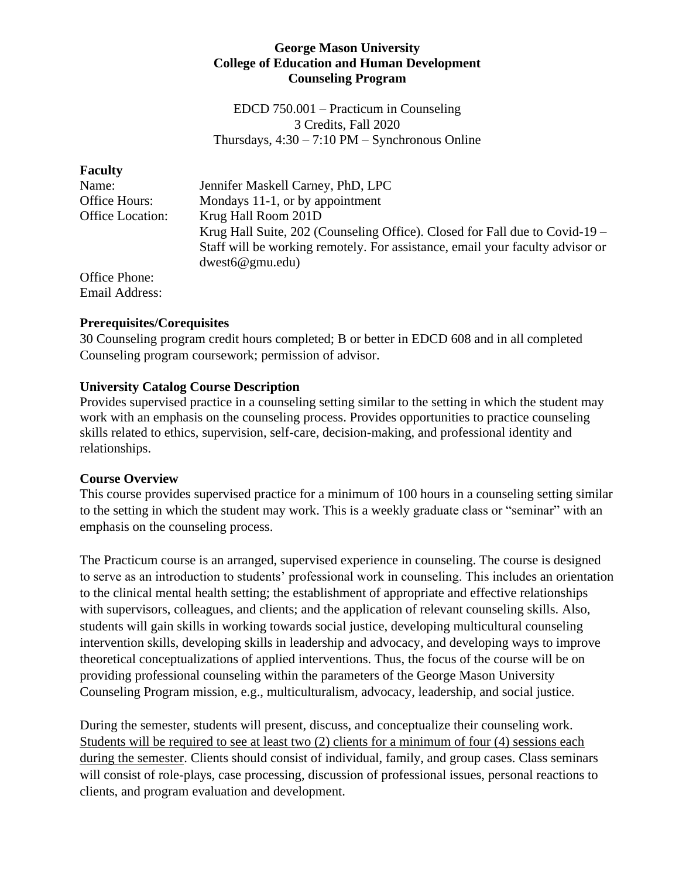**George Mason University**
**College of Education and Human Development**
**Counseling Program**

EDCD 750.001 – Practicum in Counseling
3 Credits, Fall 2020
Thursdays, 4:30 – 7:10 PM – Synchronous Online

## Faculty

| | |
|---|---|
| Name: | Jennifer Maskell Carney, PhD, LPC |
| Office Hours: | Mondays 11-1, or by appointment |
| Office Location: | Krug Hall Room 201D<br>Krug Hall Suite, 202 (Counseling Office). Closed for Fall due to Covid-19 – Staff will be working remotely. For assistance, email your faculty advisor or dwest6@gmu.edu) |
| Office Phone: | |
| Email Address: | |

## Prerequisites/Corequisites

30 Counseling program credit hours completed; B or better in EDCD 608 and in all completed Counseling program coursework; permission of advisor.

## University Catalog Course Description

Provides supervised practice in a counseling setting similar to the setting in which the student may work with an emphasis on the counseling process. Provides opportunities to practice counseling skills related to ethics, supervision, self-care, decision-making, and professional identity and relationships.

## Course Overview

This course provides supervised practice for a minimum of 100 hours in a counseling setting similar to the setting in which the student may work. This is a weekly graduate class or "seminar" with an emphasis on the counseling process.

The Practicum course is an arranged, supervised experience in counseling. The course is designed to serve as an introduction to students' professional work in counseling. This includes an orientation to the clinical mental health setting; the establishment of appropriate and effective relationships with supervisors, colleagues, and clients; and the application of relevant counseling skills. Also, students will gain skills in working towards social justice, developing multicultural counseling intervention skills, developing skills in leadership and advocacy, and developing ways to improve theoretical conceptualizations of applied interventions. Thus, the focus of the course will be on providing professional counseling within the parameters of the George Mason University Counseling Program mission, e.g., multiculturalism, advocacy, leadership, and social justice.

During the semester, students will present, discuss, and conceptualize their counseling work. Students will be required to see at least two (2) clients for a minimum of four (4) sessions each during the semester. Clients should consist of individual, family, and group cases. Class seminars will consist of role-plays, case processing, discussion of professional issues, personal reactions to clients, and program evaluation and development.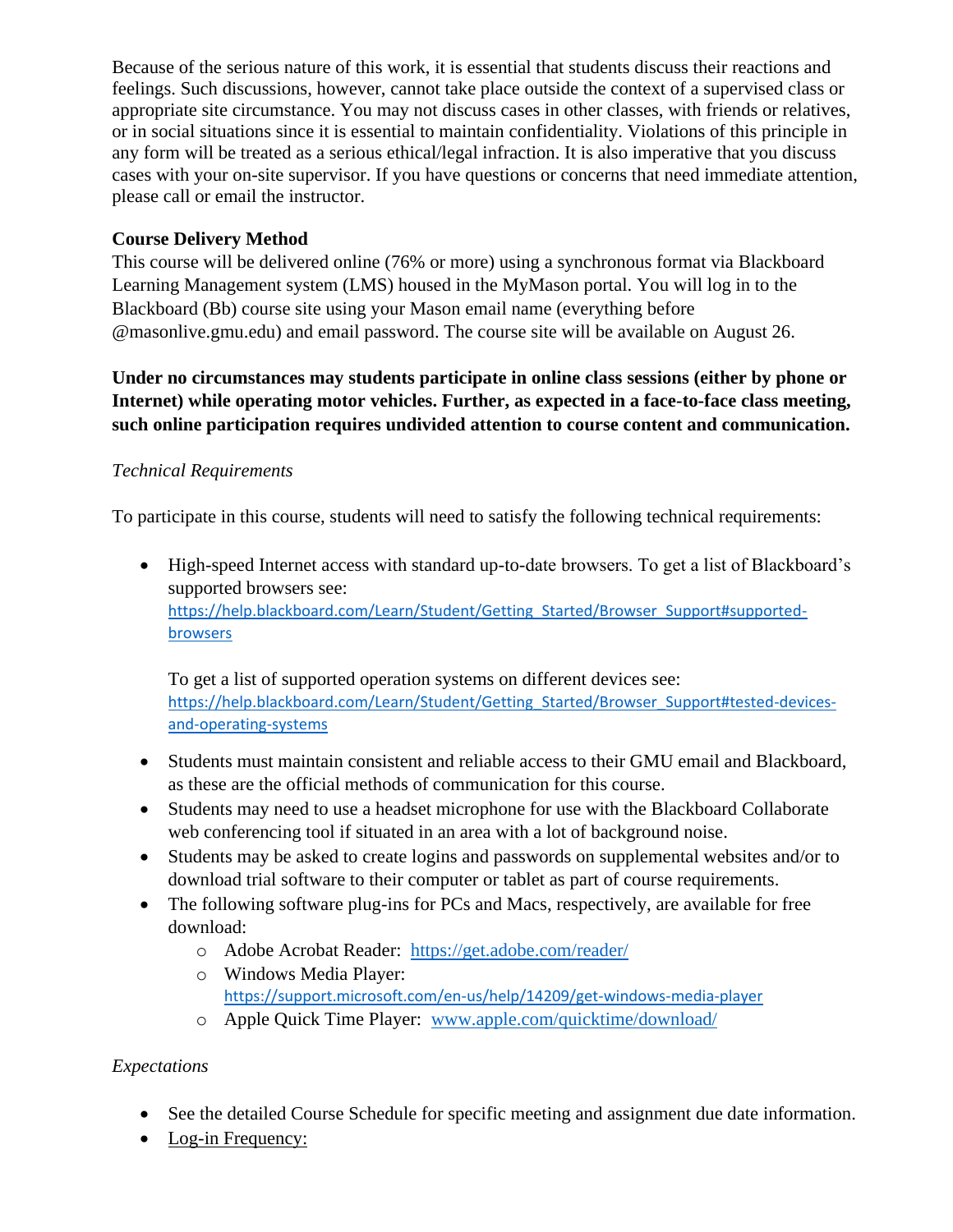Because of the serious nature of this work, it is essential that students discuss their reactions and feelings. Such discussions, however, cannot take place outside the context of a supervised class or appropriate site circumstance. You may not discuss cases in other classes, with friends or relatives, or in social situations since it is essential to maintain confidentiality. Violations of this principle in any form will be treated as a serious ethical/legal infraction. It is also imperative that you discuss cases with your on-site supervisor. If you have questions or concerns that need immediate attention, please call or email the instructor.

**Course Delivery Method**

This course will be delivered online (76% or more) using a synchronous format via Blackboard Learning Management system (LMS) housed in the MyMason portal. You will log in to the Blackboard (Bb) course site using your Mason email name (everything before @masonlive.gmu.edu) and email password. The course site will be available on August 26.

**Under no circumstances may students participate in online class sessions (either by phone or Internet) while operating motor vehicles. Further, as expected in a face-to-face class meeting, such online participation requires undivided attention to course content and communication.**

*Technical Requirements*

To participate in this course, students will need to satisfy the following technical requirements:

- High-speed Internet access with standard up-to-date browsers. To get a list of Blackboard's supported browsers see: https://help.blackboard.com/Learn/Student/Getting_Started/Browser_Support#supported-browsers

  To get a list of supported operation systems on different devices see: https://help.blackboard.com/Learn/Student/Getting_Started/Browser_Support#tested-devices-and-operating-systems
- Students must maintain consistent and reliable access to their GMU email and Blackboard, as these are the official methods of communication for this course.
- Students may need to use a headset microphone for use with the Blackboard Collaborate web conferencing tool if situated in an area with a lot of background noise.
- Students may be asked to create logins and passwords on supplemental websites and/or to download trial software to their computer or tablet as part of course requirements.
- The following software plug-ins for PCs and Macs, respectively, are available for free download:
  - Adobe Acrobat Reader: https://get.adobe.com/reader/
  - Windows Media Player: https://support.microsoft.com/en-us/help/14209/get-windows-media-player
  - Apple Quick Time Player: www.apple.com/quicktime/download/

*Expectations*

- See the detailed Course Schedule for specific meeting and assignment due date information.
- <u>Log-in Frequency:</u>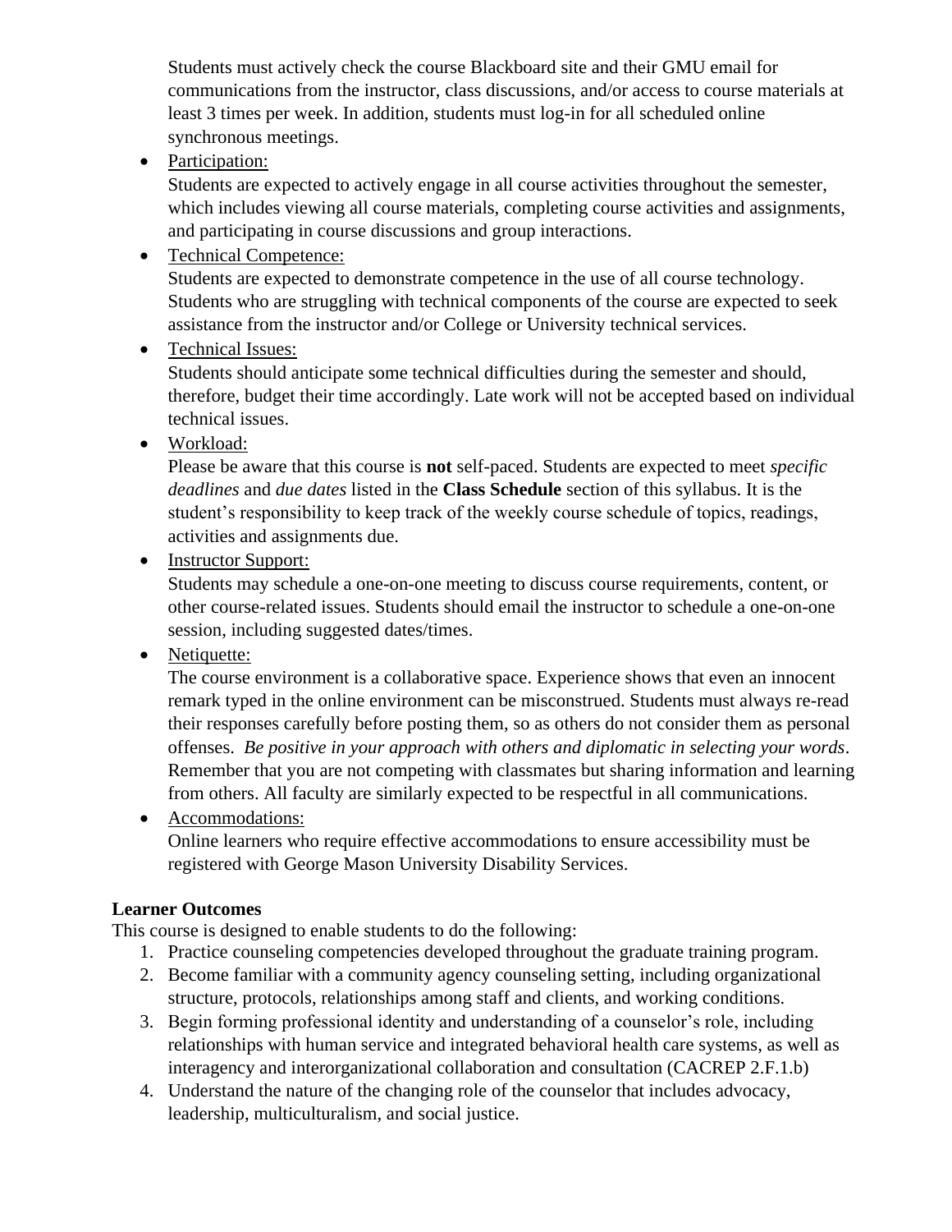Students must actively check the course Blackboard site and their GMU email for communications from the instructor, class discussions, and/or access to course materials at least 3 times per week. In addition, students must log-in for all scheduled online synchronous meetings.

- Participation:
  Students are expected to actively engage in all course activities throughout the semester, which includes viewing all course materials, completing course activities and assignments, and participating in course discussions and group interactions.
- Technical Competence:
  Students are expected to demonstrate competence in the use of all course technology. Students who are struggling with technical components of the course are expected to seek assistance from the instructor and/or College or University technical services.
- Technical Issues:
  Students should anticipate some technical difficulties during the semester and should, therefore, budget their time accordingly. Late work will not be accepted based on individual technical issues.
- Workload:
  Please be aware that this course is **not** self-paced. Students are expected to meet *specific deadlines* and *due dates* listed in the **Class Schedule** section of this syllabus. It is the student's responsibility to keep track of the weekly course schedule of topics, readings, activities and assignments due.
- Instructor Support:
  Students may schedule a one-on-one meeting to discuss course requirements, content, or other course-related issues. Students should email the instructor to schedule a one-on-one session, including suggested dates/times.
- Netiquette:
  The course environment is a collaborative space. Experience shows that even an innocent remark typed in the online environment can be misconstrued. Students must always re-read their responses carefully before posting them, so as others do not consider them as personal offenses. *Be positive in your approach with others and diplomatic in selecting your words*. Remember that you are not competing with classmates but sharing information and learning from others. All faculty are similarly expected to be respectful in all communications.
- Accommodations:
  Online learners who require effective accommodations to ensure accessibility must be registered with George Mason University Disability Services.

**Learner Outcomes**

This course is designed to enable students to do the following:

1. Practice counseling competencies developed throughout the graduate training program.
2. Become familiar with a community agency counseling setting, including organizational structure, protocols, relationships among staff and clients, and working conditions.
3. Begin forming professional identity and understanding of a counselor's role, including relationships with human service and integrated behavioral health care systems, as well as interagency and interorganizational collaboration and consultation (CACREP 2.F.1.b)
4. Understand the nature of the changing role of the counselor that includes advocacy, leadership, multiculturalism, and social justice.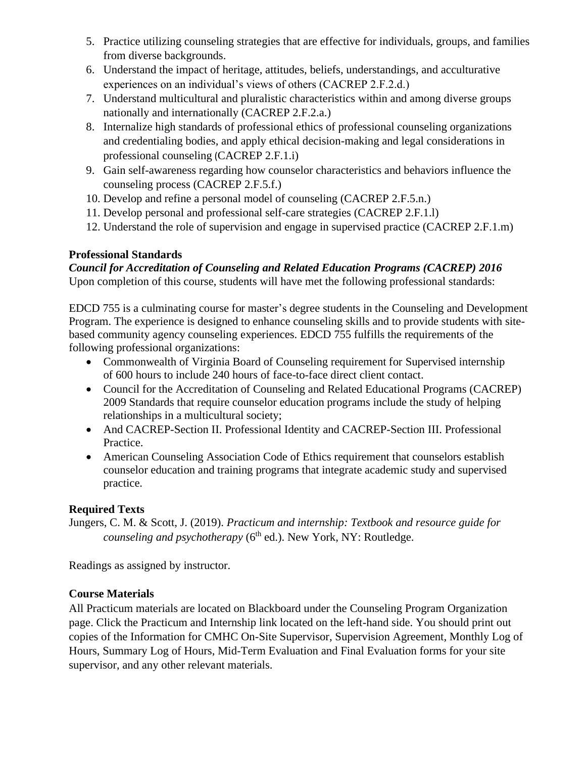5. Practice utilizing counseling strategies that are effective for individuals, groups, and families from diverse backgrounds.
6. Understand the impact of heritage, attitudes, beliefs, understandings, and acculturative experiences on an individual's views of others (CACREP 2.F.2.d.)
7. Understand multicultural and pluralistic characteristics within and among diverse groups nationally and internationally (CACREP 2.F.2.a.)
8. Internalize high standards of professional ethics of professional counseling organizations and credentialing bodies, and apply ethical decision-making and legal considerations in professional counseling (CACREP 2.F.1.i)
9. Gain self-awareness regarding how counselor characteristics and behaviors influence the counseling process (CACREP 2.F.5.f.)
10. Develop and refine a personal model of counseling (CACREP 2.F.5.n.)
11. Develop personal and professional self-care strategies (CACREP 2.F.1.l)
12. Understand the role of supervision and engage in supervised practice (CACREP 2.F.1.m)

**Professional Standards**

***Council for Accreditation of Counseling and Related Education Programs (CACREP) 2016***

Upon completion of this course, students will have met the following professional standards:

EDCD 755 is a culminating course for master's degree students in the Counseling and Development Program. The experience is designed to enhance counseling skills and to provide students with site-based community agency counseling experiences. EDCD 755 fulfills the requirements of the following professional organizations:

- Commonwealth of Virginia Board of Counseling requirement for Supervised internship of 600 hours to include 240 hours of face-to-face direct client contact.
- Council for the Accreditation of Counseling and Related Educational Programs (CACREP) 2009 Standards that require counselor education programs include the study of helping relationships in a multicultural society;
- And CACREP-Section II. Professional Identity and CACREP-Section III. Professional Practice.
- American Counseling Association Code of Ethics requirement that counselors establish counselor education and training programs that integrate academic study and supervised practice.

**Required Texts**

Jungers, C. M. & Scott, J. (2019). *Practicum and internship: Textbook and resource guide for counseling and psychotherapy* (6th ed.). New York, NY: Routledge.

Readings as assigned by instructor.

**Course Materials**

All Practicum materials are located on Blackboard under the Counseling Program Organization page. Click the Practicum and Internship link located on the left-hand side. You should print out copies of the Information for CMHC On-Site Supervisor, Supervision Agreement, Monthly Log of Hours, Summary Log of Hours, Mid-Term Evaluation and Final Evaluation forms for your site supervisor, and any other relevant materials.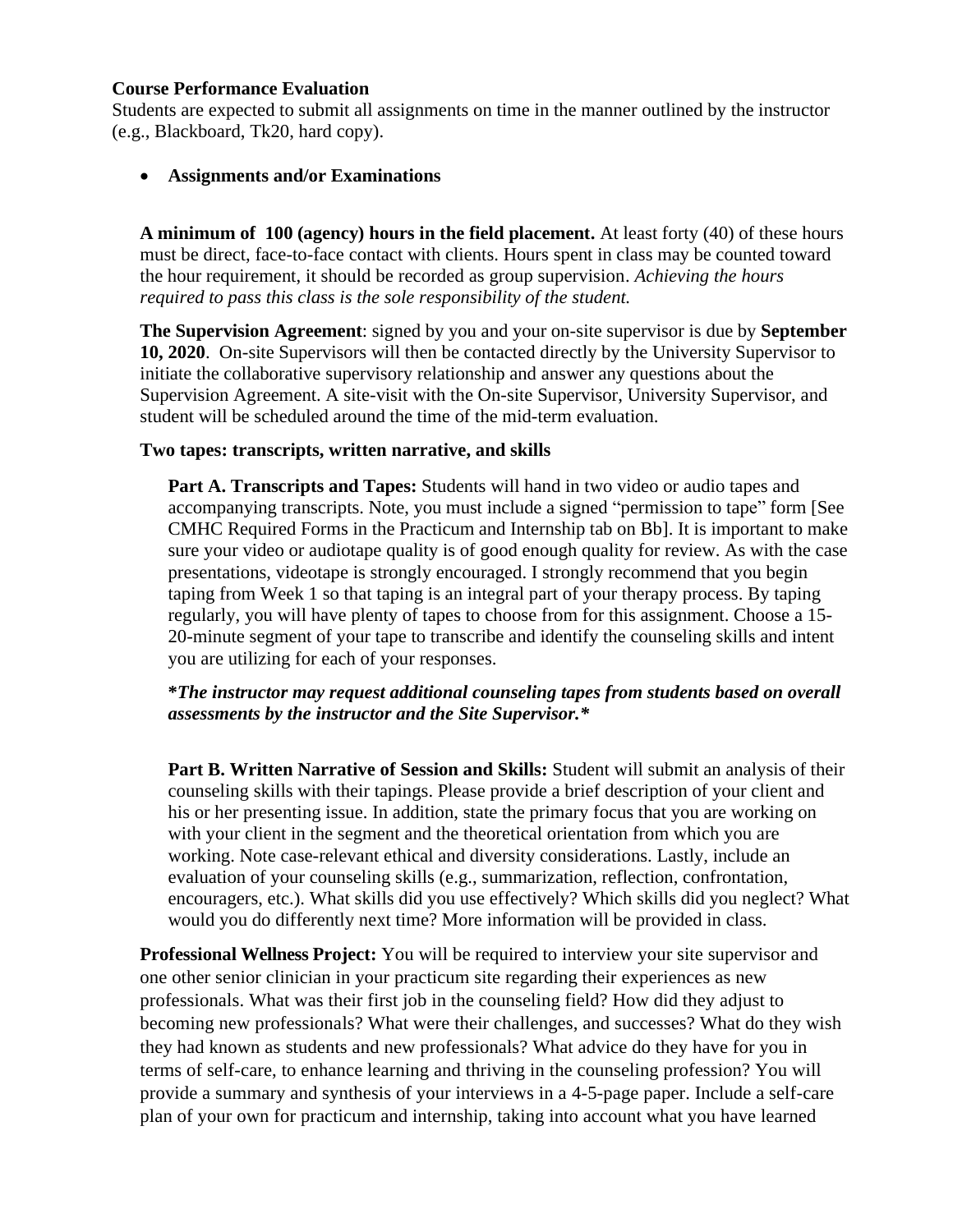**Course Performance Evaluation**

Students are expected to submit all assignments on time in the manner outlined by the instructor (e.g., Blackboard, Tk20, hard copy).

- **Assignments and/or Examinations**

**A minimum of 100 (agency) hours in the field placement.** At least forty (40) of these hours must be direct, face-to-face contact with clients. Hours spent in class may be counted toward the hour requirement, it should be recorded as group supervision. *Achieving the hours required to pass this class is the sole responsibility of the student.*

**The Supervision Agreement**: signed by you and your on-site supervisor is due by **September 10, 2020**. On-site Supervisors will then be contacted directly by the University Supervisor to initiate the collaborative supervisory relationship and answer any questions about the Supervision Agreement. A site-visit with the On-site Supervisor, University Supervisor, and student will be scheduled around the time of the mid-term evaluation.

**Two tapes: transcripts, written narrative, and skills**

**Part A. Transcripts and Tapes:** Students will hand in two video or audio tapes and accompanying transcripts. Note, you must include a signed "permission to tape" form [See CMHC Required Forms in the Practicum and Internship tab on Bb]. It is important to make sure your video or audiotape quality is of good enough quality for review. As with the case presentations, videotape is strongly encouraged. I strongly recommend that you begin taping from Week 1 so that taping is an integral part of your therapy process. By taping regularly, you will have plenty of tapes to choose from for this assignment. Choose a 15-20-minute segment of your tape to transcribe and identify the counseling skills and intent you are utilizing for each of your responses.

***The instructor may request additional counseling tapes from students based on overall assessments by the instructor and the Site Supervisor.***

**Part B. Written Narrative of Session and Skills:** Student will submit an analysis of their counseling skills with their tapings. Please provide a brief description of your client and his or her presenting issue. In addition, state the primary focus that you are working on with your client in the segment and the theoretical orientation from which you are working. Note case-relevant ethical and diversity considerations. Lastly, include an evaluation of your counseling skills (e.g., summarization, reflection, confrontation, encouragers, etc.). What skills did you use effectively? Which skills did you neglect? What would you do differently next time? More information will be provided in class.

**Professional Wellness Project:** You will be required to interview your site supervisor and one other senior clinician in your practicum site regarding their experiences as new professionals. What was their first job in the counseling field? How did they adjust to becoming new professionals? What were their challenges, and successes? What do they wish they had known as students and new professionals? What advice do they have for you in terms of self-care, to enhance learning and thriving in the counseling profession? You will provide a summary and synthesis of your interviews in a 4-5-page paper. Include a self-care plan of your own for practicum and internship, taking into account what you have learned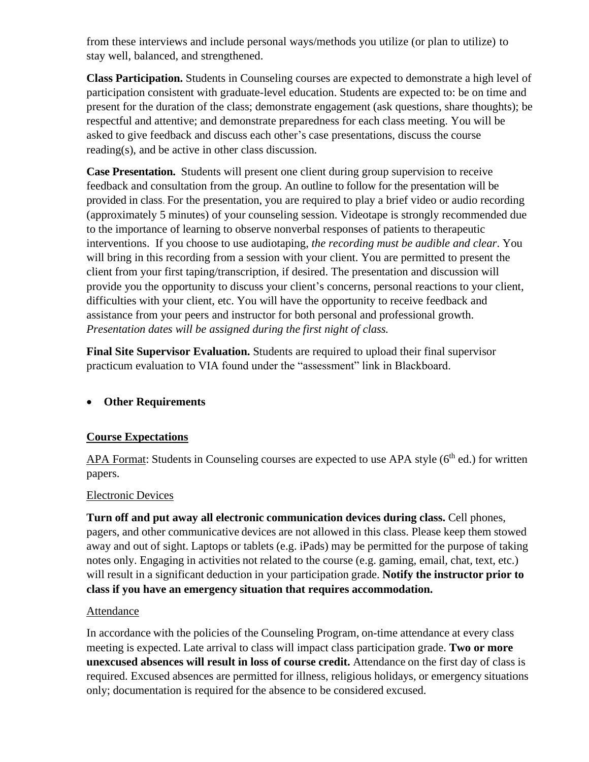from these interviews and include personal ways/methods you utilize (or plan to utilize) to stay well, balanced, and strengthened.

**Class Participation.** Students in Counseling courses are expected to demonstrate a high level of participation consistent with graduate-level education. Students are expected to: be on time and present for the duration of the class; demonstrate engagement (ask questions, share thoughts); be respectful and attentive; and demonstrate preparedness for each class meeting. You will be asked to give feedback and discuss each other's case presentations, discuss the course reading(s), and be active in other class discussion.

**Case Presentation.** Students will present one client during group supervision to receive feedback and consultation from the group. An outline to follow for the presentation will be provided in class. For the presentation, you are required to play a brief video or audio recording (approximately 5 minutes) of your counseling session. Videotape is strongly recommended due to the importance of learning to observe nonverbal responses of patients to therapeutic interventions. If you choose to use audiotaping, *the recording must be audible and clear*. You will bring in this recording from a session with your client. You are permitted to present the client from your first taping/transcription, if desired. The presentation and discussion will provide you the opportunity to discuss your client's concerns, personal reactions to your client, difficulties with your client, etc. You will have the opportunity to receive feedback and assistance from your peers and instructor for both personal and professional growth. *Presentation dates will be assigned during the first night of class.*

**Final Site Supervisor Evaluation.** Students are required to upload their final supervisor practicum evaluation to VIA found under the "assessment" link in Blackboard.

- **Other Requirements**

<u>**Course Expectations**</u>

<u>APA Format</u>: Students in Counseling courses are expected to use APA style (6th ed.) for written papers.

<u>Electronic Devices</u>

**Turn off and put away all electronic communication devices during class.** Cell phones, pagers, and other communicative devices are not allowed in this class. Please keep them stowed away and out of sight. Laptops or tablets (e.g. iPads) may be permitted for the purpose of taking notes only. Engaging in activities not related to the course (e.g. gaming, email, chat, text, etc.) will result in a significant deduction in your participation grade. **Notify the instructor prior to class if you have an emergency situation that requires accommodation.**

<u>Attendance</u>

In accordance with the policies of the Counseling Program, on-time attendance at every class meeting is expected. Late arrival to class will impact class participation grade. **Two or more unexcused absences will result in loss of course credit.** Attendance on the first day of class is required. Excused absences are permitted for illness, religious holidays, or emergency situations only; documentation is required for the absence to be considered excused.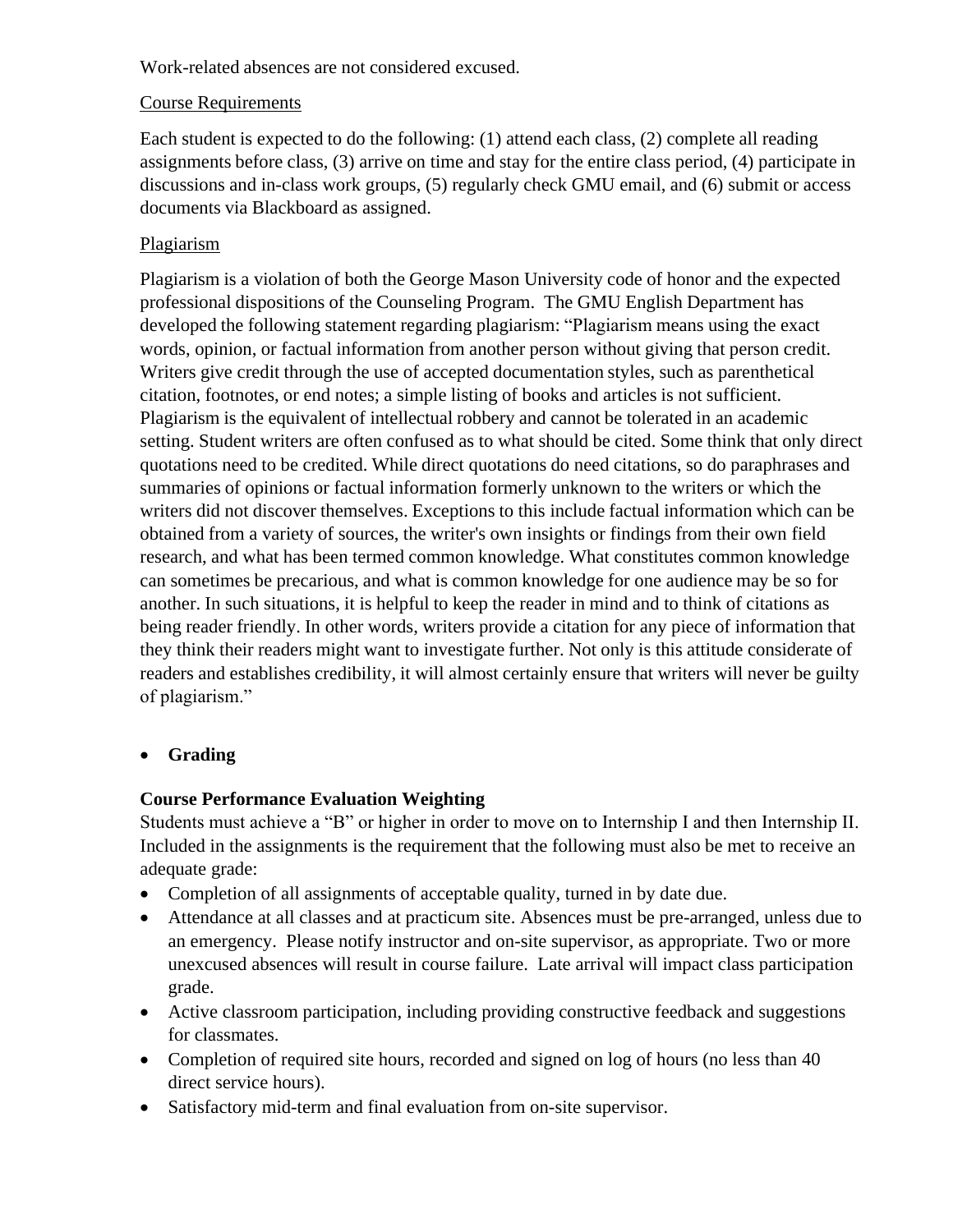Work-related absences are not considered excused.

Course Requirements

Each student is expected to do the following: (1) attend each class, (2) complete all reading assignments before class, (3) arrive on time and stay for the entire class period, (4) participate in discussions and in-class work groups, (5) regularly check GMU email, and (6) submit or access documents via Blackboard as assigned.

Plagiarism

Plagiarism is a violation of both the George Mason University code of honor and the expected professional dispositions of the Counseling Program. The GMU English Department has developed the following statement regarding plagiarism: "Plagiarism means using the exact words, opinion, or factual information from another person without giving that person credit. Writers give credit through the use of accepted documentation styles, such as parenthetical citation, footnotes, or end notes; a simple listing of books and articles is not sufficient. Plagiarism is the equivalent of intellectual robbery and cannot be tolerated in an academic setting. Student writers are often confused as to what should be cited. Some think that only direct quotations need to be credited. While direct quotations do need citations, so do paraphrases and summaries of opinions or factual information formerly unknown to the writers or which the writers did not discover themselves. Exceptions to this include factual information which can be obtained from a variety of sources, the writer's own insights or findings from their own field research, and what has been termed common knowledge. What constitutes common knowledge can sometimes be precarious, and what is common knowledge for one audience may be so for another. In such situations, it is helpful to keep the reader in mind and to think of citations as being reader friendly. In other words, writers provide a citation for any piece of information that they think their readers might want to investigate further. Not only is this attitude considerate of readers and establishes credibility, it will almost certainly ensure that writers will never be guilty of plagiarism."

- **Grading**

**Course Performance Evaluation Weighting**

Students must achieve a "B" or higher in order to move on to Internship I and then Internship II. Included in the assignments is the requirement that the following must also be met to receive an adequate grade:

- Completion of all assignments of acceptable quality, turned in by date due.
- Attendance at all classes and at practicum site. Absences must be pre-arranged, unless due to an emergency. Please notify instructor and on-site supervisor, as appropriate. Two or more unexcused absences will result in course failure. Late arrival will impact class participation grade.
- Active classroom participation, including providing constructive feedback and suggestions for classmates.
- Completion of required site hours, recorded and signed on log of hours (no less than 40 direct service hours).
- Satisfactory mid-term and final evaluation from on-site supervisor.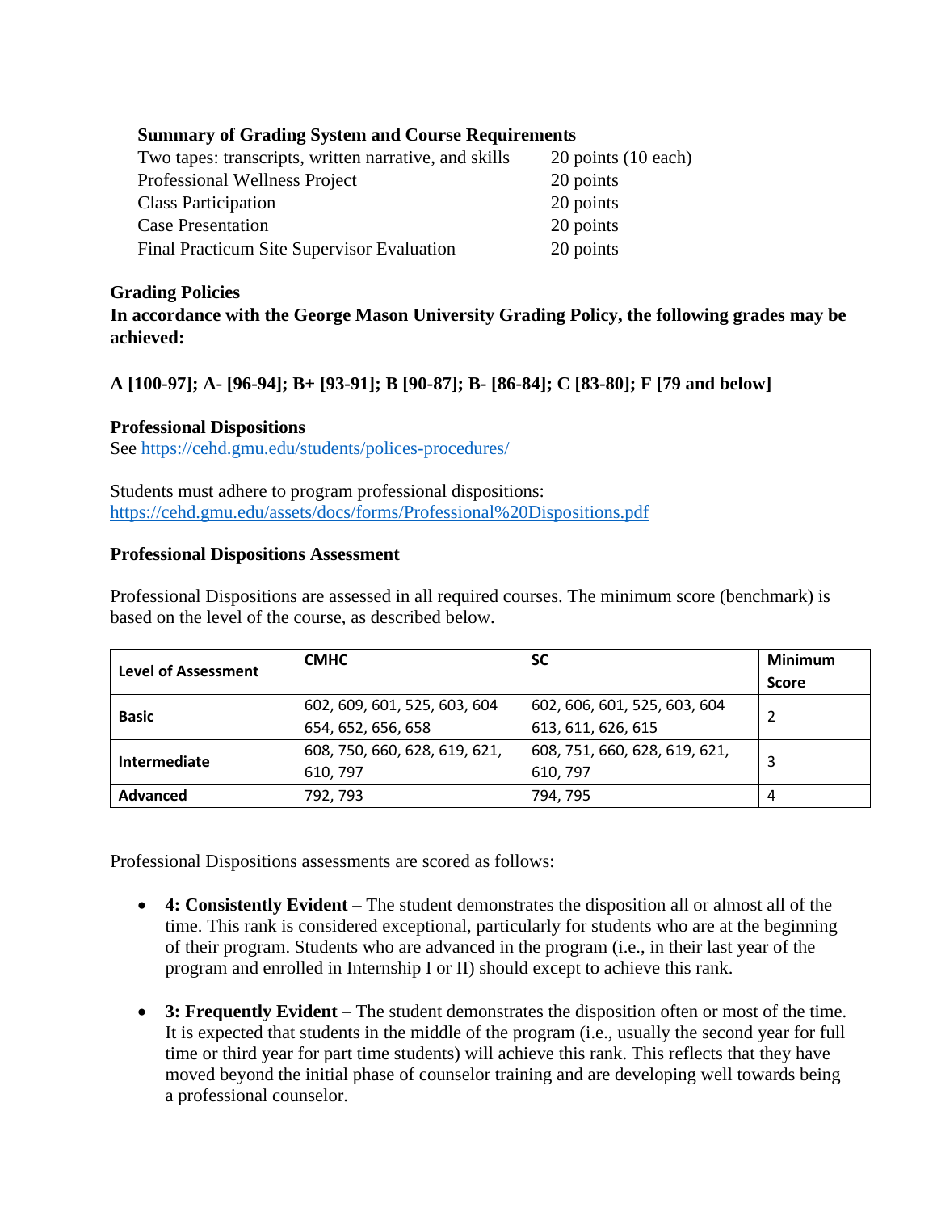**Summary of Grading System and Course Requirements**

| | |
|---|---|
| Two tapes: transcripts, written narrative, and skills | 20 points (10 each) |
| Professional Wellness Project | 20 points |
| Class Participation | 20 points |
| Case Presentation | 20 points |
| Final Practicum Site Supervisor Evaluation | 20 points |

**Grading Policies**

**In accordance with the George Mason University Grading Policy, the following grades may be achieved:**

**A [100-97]; A- [96-94]; B+ [93-91]; B [90-87]; B- [86-84]; C [83-80]; F [79 and below]**

**Professional Dispositions**

See https://cehd.gmu.edu/students/polices-procedures/

Students must adhere to program professional dispositions: https://cehd.gmu.edu/assets/docs/forms/Professional%20Dispositions.pdf

**Professional Dispositions Assessment**

Professional Dispositions are assessed in all required courses. The minimum score (benchmark) is based on the level of the course, as described below.

| Level of Assessment | CMHC | SC | Minimum Score |
|---|---|---|---|
| Basic | 602, 609, 601, 525, 603, 604 654, 652, 656, 658 | 602, 606, 601, 525, 603, 604 613, 611, 626, 615 | 2 |
| Intermediate | 608, 750, 660, 628, 619, 621, 610, 797 | 608, 751, 660, 628, 619, 621, 610, 797 | 3 |
| Advanced | 792, 793 | 794, 795 | 4 |

Professional Dispositions assessments are scored as follows:

- **4: Consistently Evident** – The student demonstrates the disposition all or almost all of the time. This rank is considered exceptional, particularly for students who are at the beginning of their program. Students who are advanced in the program (i.e., in their last year of the program and enrolled in Internship I or II) should except to achieve this rank.
- **3: Frequently Evident** – The student demonstrates the disposition often or most of the time. It is expected that students in the middle of the program (i.e., usually the second year for full time or third year for part time students) will achieve this rank. This reflects that they have moved beyond the initial phase of counselor training and are developing well towards being a professional counselor.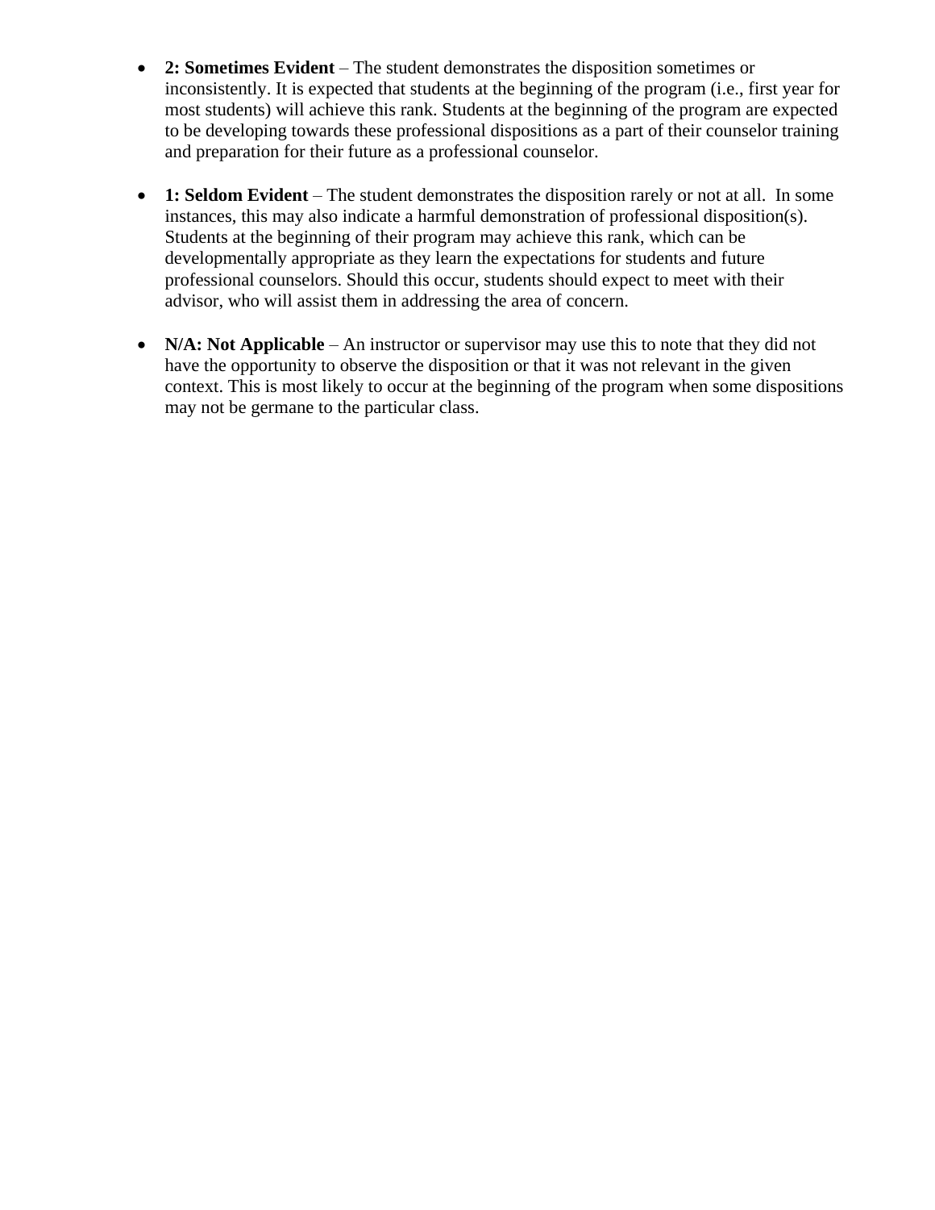- **2: Sometimes Evident** – The student demonstrates the disposition sometimes or inconsistently. It is expected that students at the beginning of the program (i.e., first year for most students) will achieve this rank. Students at the beginning of the program are expected to be developing towards these professional dispositions as a part of their counselor training and preparation for their future as a professional counselor.

- **1: Seldom Evident** – The student demonstrates the disposition rarely or not at all. In some instances, this may also indicate a harmful demonstration of professional disposition(s). Students at the beginning of their program may achieve this rank, which can be developmentally appropriate as they learn the expectations for students and future professional counselors. Should this occur, students should expect to meet with their advisor, who will assist them in addressing the area of concern.

- **N/A: Not Applicable** – An instructor or supervisor may use this to note that they did not have the opportunity to observe the disposition or that it was not relevant in the given context. This is most likely to occur at the beginning of the program when some dispositions may not be germane to the particular class.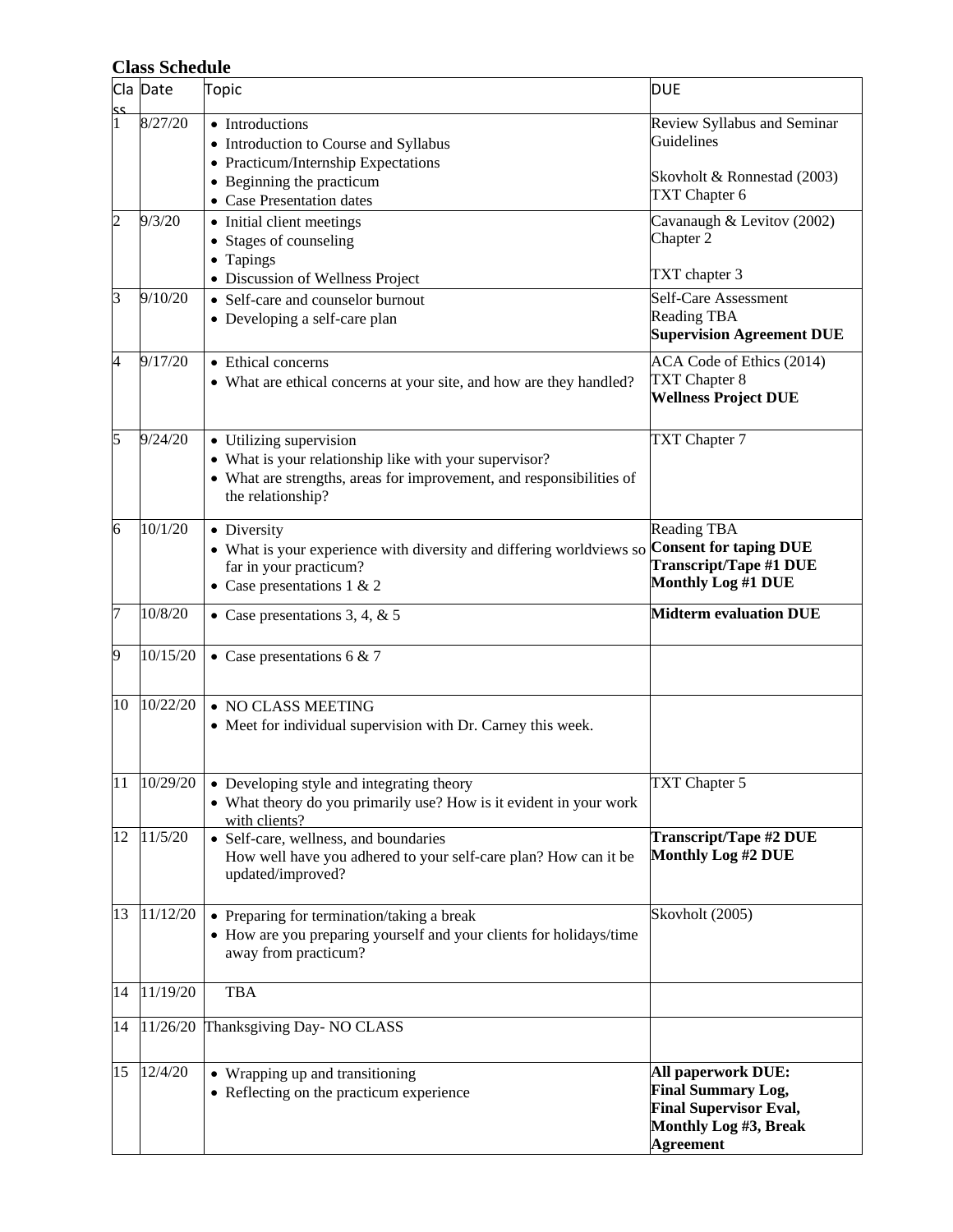### Class Schedule

| Class | Date | Topic | DUE |
|---|---|---|---|
| 1 | 8/27/20 | • Introductions<br>• Introduction to Course and Syllabus<br>• Practicum/Internship Expectations<br>• Beginning the practicum<br>• Case Presentation dates | Review Syllabus and Seminar Guidelines<br><br>Skovholt & Ronnestad (2003) TXT Chapter 6 |
| 2 | 9/3/20 | • Initial client meetings<br>• Stages of counseling<br>• Tapings<br>• Discussion of Wellness Project | Cavanaugh & Levitov (2002) Chapter 2<br><br>TXT chapter 3 |
| 3 | 9/10/20 | • Self-care and counselor burnout<br>• Developing a self-care plan | Self-Care Assessment<br>Reading TBA<br>**Supervision Agreement DUE** |
| 4 | 9/17/20 | • Ethical concerns<br>• What are ethical concerns at your site, and how are they handled? | ACA Code of Ethics (2014)<br>TXT Chapter 8<br>**Wellness Project DUE** |
| 5 | 9/24/20 | • Utilizing supervision<br>• What is your relationship like with your supervisor?<br>• What are strengths, areas for improvement, and responsibilities of the relationship? | TXT Chapter 7 |
| 6 | 10/1/20 | • Diversity<br>• What is your experience with diversity and differing worldviews so far in your practicum?<br>• Case presentations 1 & 2 | Reading TBA<br>**Consent for taping DUE**<br>**Transcript/Tape #1 DUE**<br>**Monthly Log #1 DUE** |
| 7 | 10/8/20 | • Case presentations 3, 4, & 5 | **Midterm evaluation DUE** |
| 9 | 10/15/20 | • Case presentations 6 & 7 | |
| 10 | 10/22/20 | • NO CLASS MEETING<br>• Meet for individual supervision with Dr. Carney this week. | |
| 11 | 10/29/20 | • Developing style and integrating theory<br>• What theory do you primarily use? How is it evident in your work with clients? | TXT Chapter 5 |
| 12 | 11/5/20 | • Self-care, wellness, and boundaries<br>How well have you adhered to your self-care plan? How can it be updated/improved? | **Transcript/Tape #2 DUE**<br>**Monthly Log #2 DUE** |
| 13 | 11/12/20 | • Preparing for termination/taking a break<br>• How are you preparing yourself and your clients for holidays/time away from practicum? | Skovholt (2005) |
| 14 | 11/19/20 | TBA | |
| 14 | 11/26/20 | Thanksgiving Day- NO CLASS | |
| 15 | 12/4/20 | • Wrapping up and transitioning<br>• Reflecting on the practicum experience | **All paperwork DUE:**<br>**Final Summary Log,**<br>**Final Supervisor Eval,**<br>**Monthly Log #3, Break Agreement** |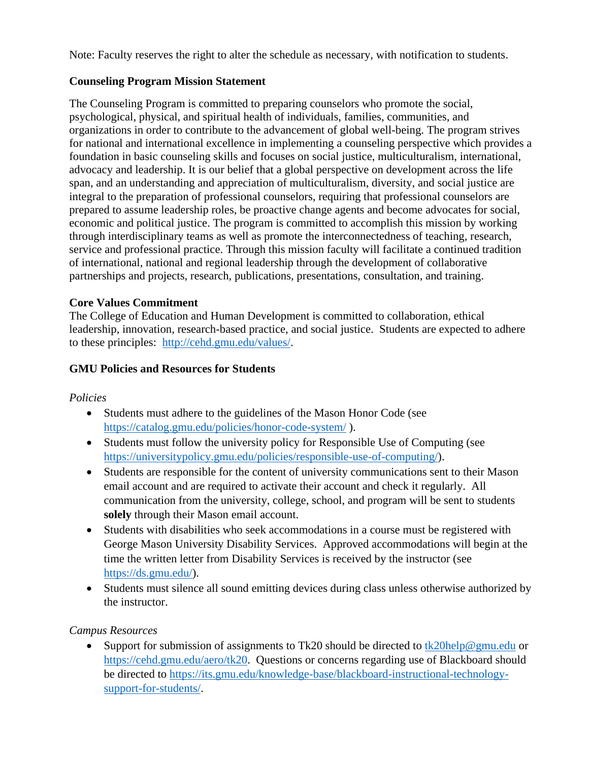Note: Faculty reserves the right to alter the schedule as necessary, with notification to students.

**Counseling Program Mission Statement**

The Counseling Program is committed to preparing counselors who promote the social, psychological, physical, and spiritual health of individuals, families, communities, and organizations in order to contribute to the advancement of global well-being. The program strives for national and international excellence in implementing a counseling perspective which provides a foundation in basic counseling skills and focuses on social justice, multiculturalism, international, advocacy and leadership. It is our belief that a global perspective on development across the life span, and an understanding and appreciation of multiculturalism, diversity, and social justice are integral to the preparation of professional counselors, requiring that professional counselors are prepared to assume leadership roles, be proactive change agents and become advocates for social, economic and political justice. The program is committed to accomplish this mission by working through interdisciplinary teams as well as promote the interconnectedness of teaching, research, service and professional practice. Through this mission faculty will facilitate a continued tradition of international, national and regional leadership through the development of collaborative partnerships and projects, research, publications, presentations, consultation, and training.

**Core Values Commitment**

The College of Education and Human Development is committed to collaboration, ethical leadership, innovation, research-based practice, and social justice. Students are expected to adhere to these principles: http://cehd.gmu.edu/values/.

**GMU Policies and Resources for Students**

*Policies*

- Students must adhere to the guidelines of the Mason Honor Code (see https://catalog.gmu.edu/policies/honor-code-system/ ).
- Students must follow the university policy for Responsible Use of Computing (see https://universitypolicy.gmu.edu/policies/responsible-use-of-computing/).
- Students are responsible for the content of university communications sent to their Mason email account and are required to activate their account and check it regularly. All communication from the university, college, school, and program will be sent to students **solely** through their Mason email account.
- Students with disabilities who seek accommodations in a course must be registered with George Mason University Disability Services. Approved accommodations will begin at the time the written letter from Disability Services is received by the instructor (see https://ds.gmu.edu/).
- Students must silence all sound emitting devices during class unless otherwise authorized by the instructor.

*Campus Resources*

- Support for submission of assignments to Tk20 should be directed to tk20help@gmu.edu or https://cehd.gmu.edu/aero/tk20. Questions or concerns regarding use of Blackboard should be directed to https://its.gmu.edu/knowledge-base/blackboard-instructional-technology-support-for-students/.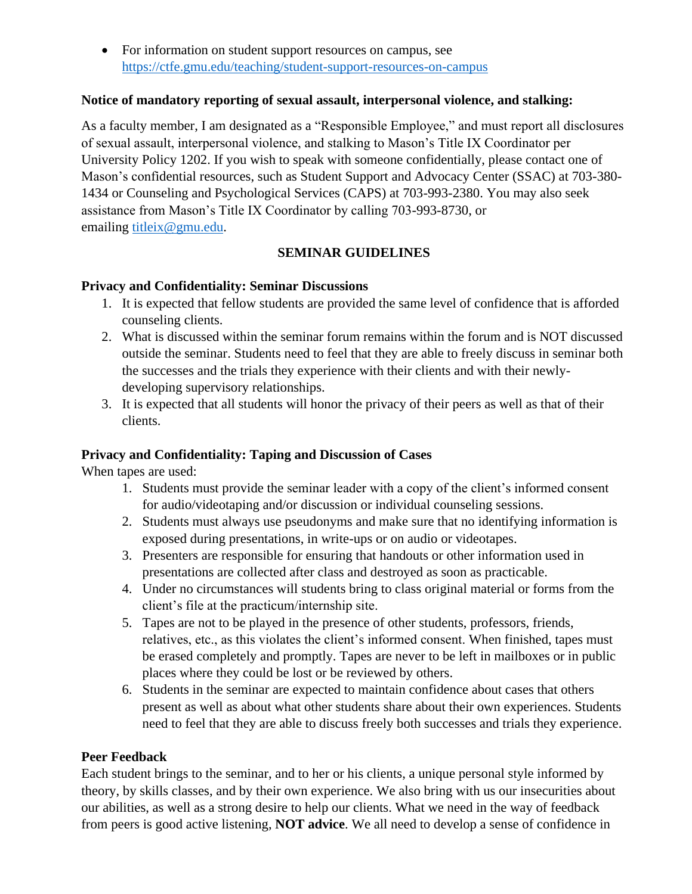- For information on student support resources on campus, see https://ctfe.gmu.edu/teaching/student-support-resources-on-campus

**Notice of mandatory reporting of sexual assault, interpersonal violence, and stalking:**

As a faculty member, I am designated as a "Responsible Employee," and must report all disclosures of sexual assault, interpersonal violence, and stalking to Mason's Title IX Coordinator per University Policy 1202. If you wish to speak with someone confidentially, please contact one of Mason's confidential resources, such as Student Support and Advocacy Center (SSAC) at 703-380-1434 or Counseling and Psychological Services (CAPS) at 703-993-2380. You may also seek assistance from Mason's Title IX Coordinator by calling 703-993-8730, or emailing titleix@gmu.edu.

## SEMINAR GUIDELINES

**Privacy and Confidentiality: Seminar Discussions**

1. It is expected that fellow students are provided the same level of confidence that is afforded counseling clients.
2. What is discussed within the seminar forum remains within the forum and is NOT discussed outside the seminar. Students need to feel that they are able to freely discuss in seminar both the successes and the trials they experience with their clients and with their newly-developing supervisory relationships.
3. It is expected that all students will honor the privacy of their peers as well as that of their clients.

**Privacy and Confidentiality: Taping and Discussion of Cases**

When tapes are used:

1. Students must provide the seminar leader with a copy of the client's informed consent for audio/videotaping and/or discussion or individual counseling sessions.
2. Students must always use pseudonyms and make sure that no identifying information is exposed during presentations, in write-ups or on audio or videotapes.
3. Presenters are responsible for ensuring that handouts or other information used in presentations are collected after class and destroyed as soon as practicable.
4. Under no circumstances will students bring to class original material or forms from the client's file at the practicum/internship site.
5. Tapes are not to be played in the presence of other students, professors, friends, relatives, etc., as this violates the client's informed consent. When finished, tapes must be erased completely and promptly. Tapes are never to be left in mailboxes or in public places where they could be lost or be reviewed by others.
6. Students in the seminar are expected to maintain confidence about cases that others present as well as about what other students share about their own experiences. Students need to feel that they are able to discuss freely both successes and trials they experience.

**Peer Feedback**

Each student brings to the seminar, and to her or his clients, a unique personal style informed by theory, by skills classes, and by their own experience. We also bring with us our insecurities about our abilities, as well as a strong desire to help our clients. What we need in the way of feedback from peers is good active listening, **NOT advice**. We all need to develop a sense of confidence in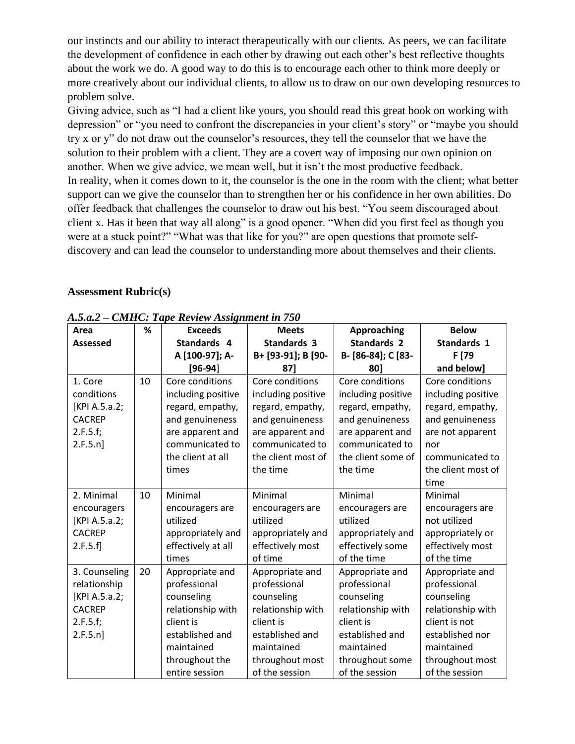our instincts and our ability to interact therapeutically with our clients. As peers, we can facilitate the development of confidence in each other by drawing out each other's best reflective thoughts about the work we do. A good way to do this is to encourage each other to think more deeply or more creatively about our individual clients, to allow us to draw on our own developing resources to problem solve.

Giving advice, such as "I had a client like yours, you should read this great book on working with depression" or "you need to confront the discrepancies in your client's story" or "maybe you should try x or y" do not draw out the counselor's resources, they tell the counselor that we have the solution to their problem with a client. They are a covert way of imposing our own opinion on another. When we give advice, we mean well, but it isn't the most productive feedback.

In reality, when it comes down to it, the counselor is the one in the room with the client; what better support can we give the counselor than to strengthen her or his confidence in her own abilities. Do offer feedback that challenges the counselor to draw out his best. "You seem discouraged about client x. Has it been that way all along" is a good opener. "When did you first feel as though you were at a stuck point?" "What was that like for you?" are open questions that promote self-discovery and can lead the counselor to understanding more about themselves and their clients.

**Assessment Rubric(s)**

***A.5.a.2 – CMHC: Tape Review Assignment in 750***

| Area Assessed | % | Exceeds Standards 4 A [100-97]; A- [96-94] | Meets Standards 3 B+ [93-91]; B [90-87] | Approaching Standards 2 B- [86-84]; C [83-80] | Below Standards 1 F [79 and below] |
|---|---|---|---|---|---|
| 1. Core conditions [KPI A.5.a.2; CACREP 2.F.5.f; 2.F.5.n] | 10 | Core conditions including positive regard, empathy, and genuineness are apparent and communicated to the client at all times | Core conditions including positive regard, empathy, and genuineness are apparent and communicated to the client most of the time | Core conditions including positive regard, empathy, and genuineness are apparent and communicated to the client some of the time | Core conditions including positive regard, empathy, and genuineness are not apparent nor communicated to the client most of time |
| 2. Minimal encouragers [KPI A.5.a.2; CACREP 2.F.5.f] | 10 | Minimal encouragers are utilized appropriately and effectively at all times | Minimal encouragers are utilized appropriately and effectively most of time | Minimal encouragers are utilized appropriately and effectively some of the time | Minimal encouragers are not utilized appropriately or effectively most of the time |
| 3. Counseling relationship [KPI A.5.a.2; CACREP 2.F.5.f; 2.F.5.n] | 20 | Appropriate and professional counseling relationship with client is established and maintained throughout the entire session | Appropriate and professional counseling relationship with client is established and maintained throughout most of the session | Appropriate and professional counseling relationship with client is established and maintained throughout some of the session | Appropriate and professional counseling relationship with client is not established nor maintained throughout most of the session |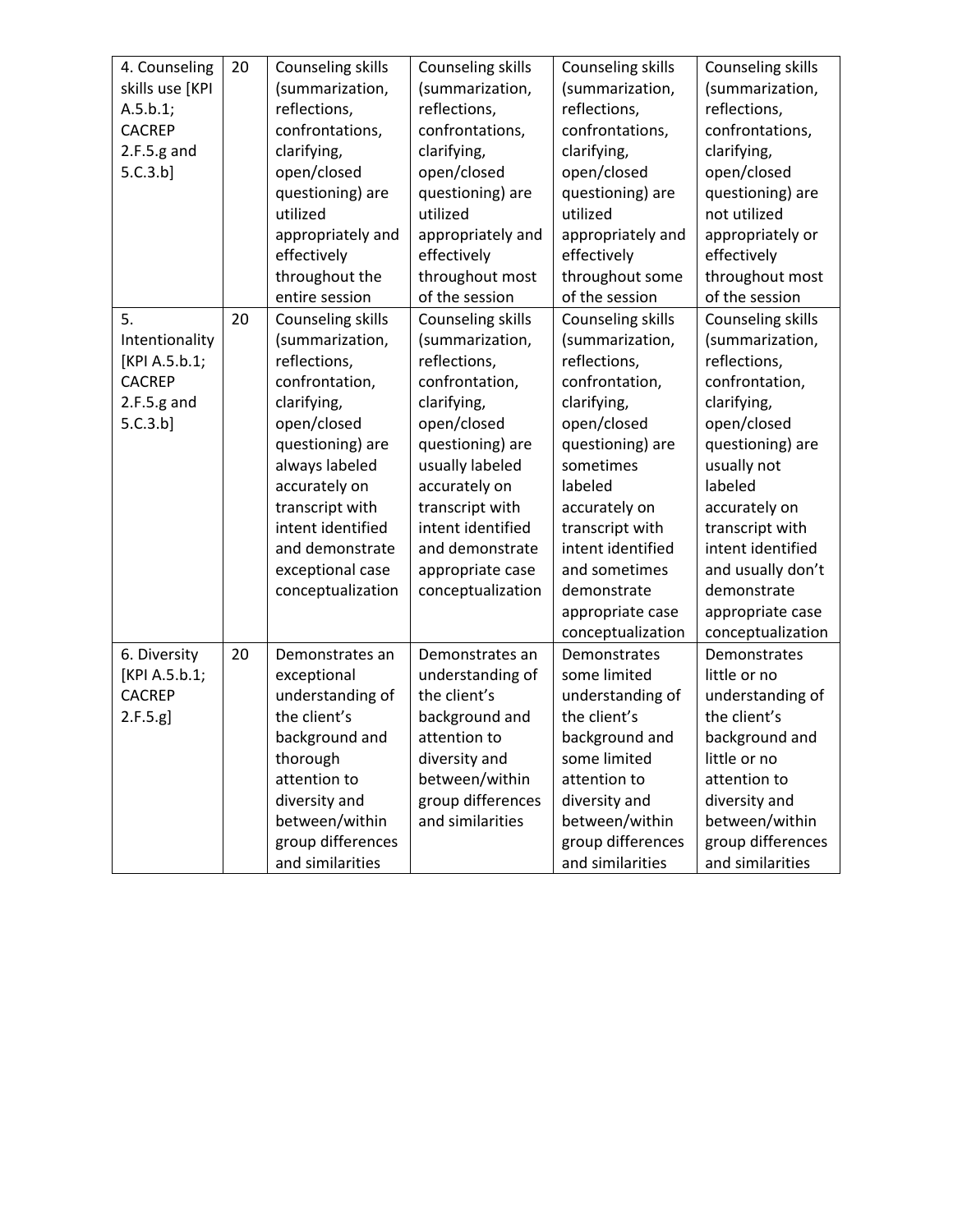| | | | | | |
|---|---|---|---|---|---|
| 4. Counseling skills use [KPI A.5.b.1; CACREP 2.F.5.g and 5.C.3.b] | 20 | Counseling skills (summarization, reflections, confrontations, clarifying, open/closed questioning) are utilized appropriately and effectively throughout the entire session | Counseling skills (summarization, reflections, confrontations, clarifying, open/closed questioning) are utilized appropriately and effectively throughout most of the session | Counseling skills (summarization, reflections, confrontations, clarifying, open/closed questioning) are utilized appropriately and effectively throughout some of the session | Counseling skills (summarization, reflections, confrontations, clarifying, open/closed questioning) are not utilized appropriately or effectively throughout most of the session |
| 5. Intentionality [KPI A.5.b.1; CACREP 2.F.5.g and 5.C.3.b] | 20 | Counseling skills (summarization, reflections, confrontation, clarifying, open/closed questioning) are always labeled accurately on transcript with intent identified and demonstrate exceptional case conceptualization | Counseling skills (summarization, reflections, confrontation, clarifying, open/closed questioning) are usually labeled accurately on transcript with intent identified and demonstrate appropriate case conceptualization | Counseling skills (summarization, reflections, confrontation, clarifying, open/closed questioning) are sometimes labeled accurately on transcript with intent identified and sometimes demonstrate appropriate case conceptualization | Counseling skills (summarization, reflections, confrontation, clarifying, open/closed questioning) are usually not labeled accurately on transcript with intent identified and usually don't demonstrate appropriate case conceptualization |
| 6. Diversity [KPI A.5.b.1; CACREP 2.F.5.g] | 20 | Demonstrates an exceptional understanding of the client's background and thorough attention to diversity and between/within group differences and similarities | Demonstrates an understanding of the client's background and attention to diversity and between/within group differences and similarities | Demonstrates some limited understanding of the client's background and some limited attention to diversity and between/within group differences and similarities | Demonstrates little or no understanding of the client's background and little or no attention to diversity and between/within group differences and similarities |